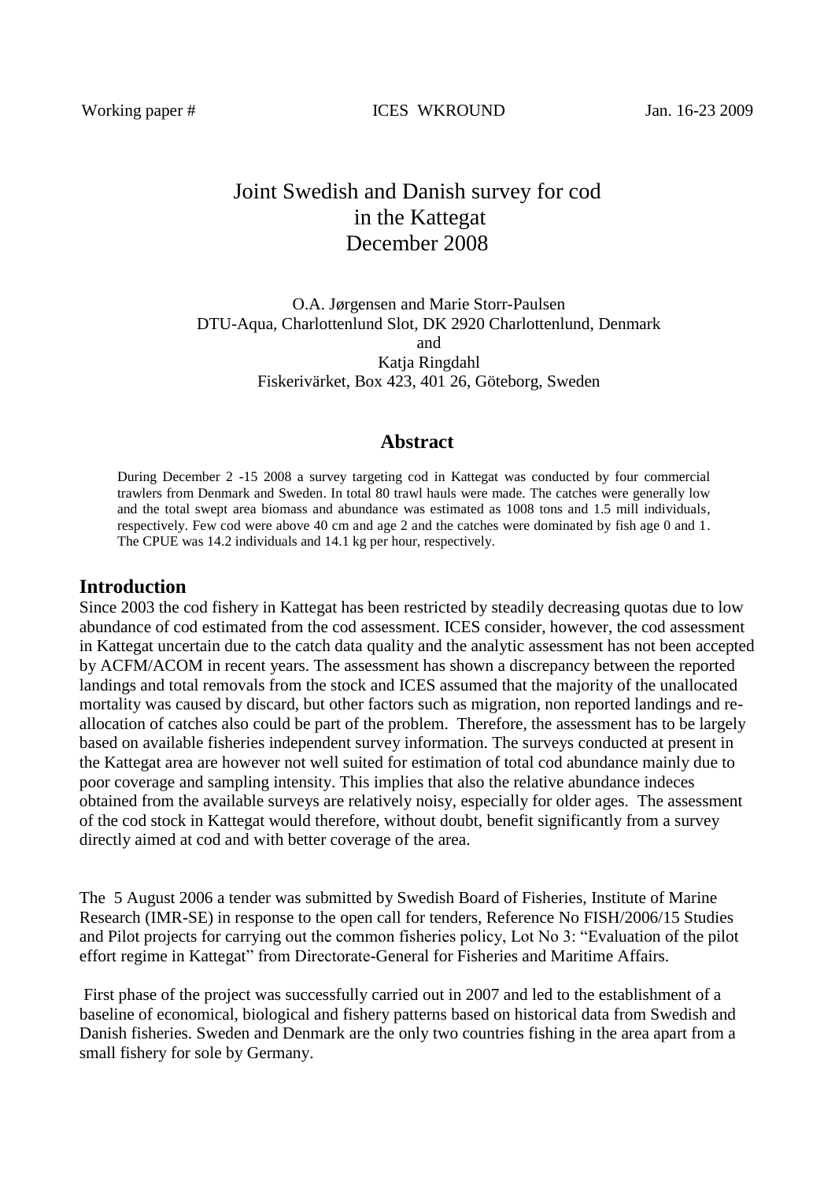Working paper # ICES WKROUND Jan. 16-23 2009

# Joint Swedish and Danish survey for cod in the Kattegat December 2008

O.A. Jørgensen and Marie Storr-Paulsen
DTU-Aqua, Charlottenlund Slot, DK 2920 Charlottenlund, Denmark
and
Katja Ringdahl
Fiskerivärket, Box 423, 401 26, Göteborg, Sweden

## Abstract

During December 2 -15 2008 a survey targeting cod in Kattegat was conducted by four commercial trawlers from Denmark and Sweden. In total 80 trawl hauls were made. The catches were generally low and the total swept area biomass and abundance was estimated as 1008 tons and 1.5 mill individuals, respectively. Few cod were above 40 cm and age 2 and the catches were dominated by fish age 0 and 1. The CPUE was 14.2 individuals and 14.1 kg per hour, respectively.

## Introduction

Since 2003 the cod fishery in Kattegat has been restricted by steadily decreasing quotas due to low abundance of cod estimated from the cod assessment. ICES consider, however, the cod assessment in Kattegat uncertain due to the catch data quality and the analytic assessment has not been accepted by ACFM/ACOM in recent years. The assessment has shown a discrepancy between the reported landings and total removals from the stock and ICES assumed that the majority of the unallocated mortality was caused by discard, but other factors such as migration, non reported landings and re-allocation of catches also could be part of the problem. Therefore, the assessment has to be largely based on available fisheries independent survey information. The surveys conducted at present in the Kattegat area are however not well suited for estimation of total cod abundance mainly due to poor coverage and sampling intensity. This implies that also the relative abundance indeces obtained from the available surveys are relatively noisy, especially for older ages. The assessment of the cod stock in Kattegat would therefore, without doubt, benefit significantly from a survey directly aimed at cod and with better coverage of the area.

The 5 August 2006 a tender was submitted by Swedish Board of Fisheries, Institute of Marine Research (IMR-SE) in response to the open call for tenders, Reference No FISH/2006/15 Studies and Pilot projects for carrying out the common fisheries policy, Lot No 3: "Evaluation of the pilot effort regime in Kattegat" from Directorate-General for Fisheries and Maritime Affairs.

First phase of the project was successfully carried out in 2007 and led to the establishment of a baseline of economical, biological and fishery patterns based on historical data from Swedish and Danish fisheries. Sweden and Denmark are the only two countries fishing in the area apart from a small fishery for sole by Germany.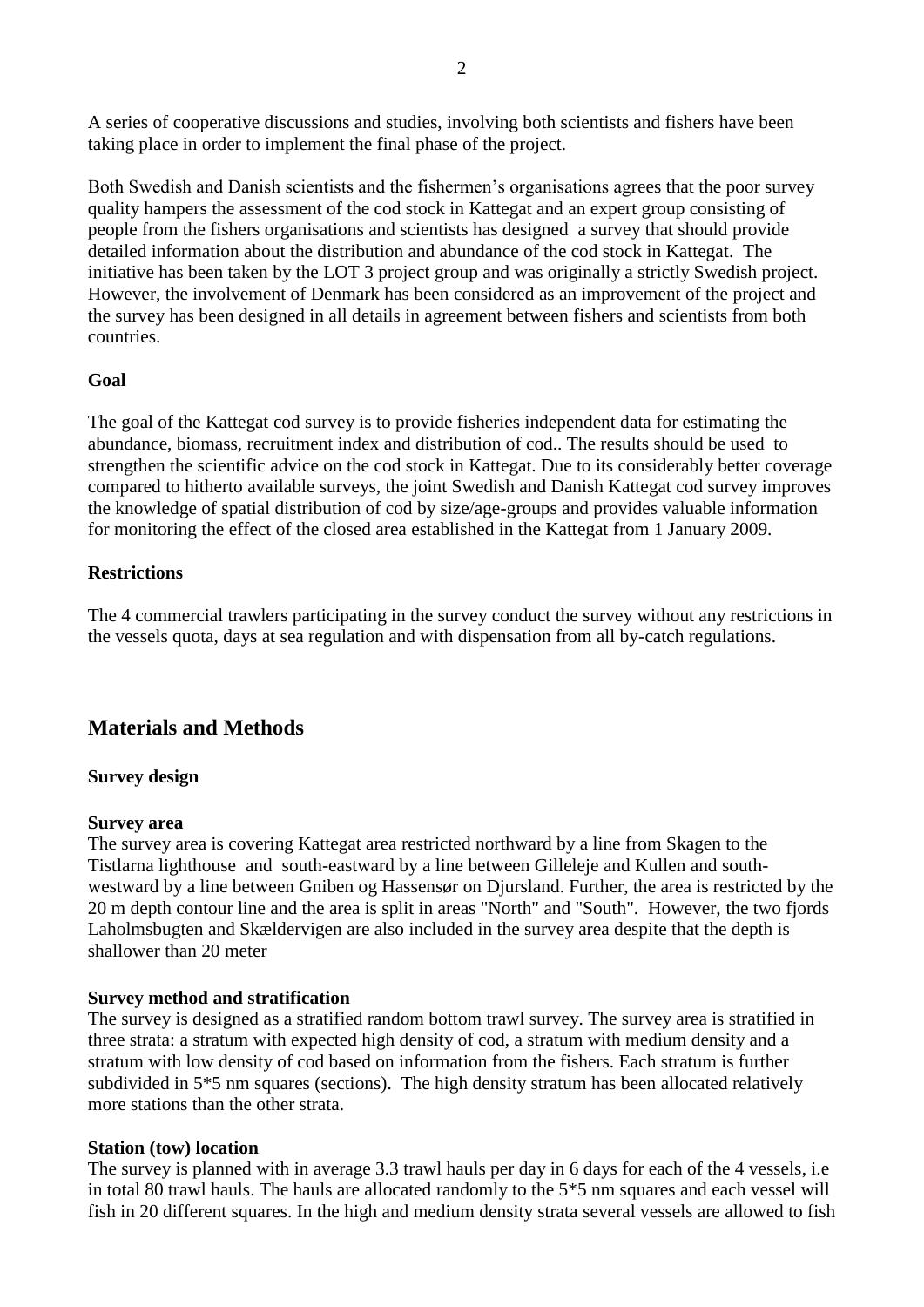A series of cooperative discussions and studies, involving both scientists and fishers have been taking place in order to implement the final phase of the project.

Both Swedish and Danish scientists and the fishermen's organisations agrees that the poor survey quality hampers the assessment of the cod stock in Kattegat and an expert group consisting of people from the fishers organisations and scientists has designed a survey that should provide detailed information about the distribution and abundance of the cod stock in Kattegat. The initiative has been taken by the LOT 3 project group and was originally a strictly Swedish project. However, the involvement of Denmark has been considered as an improvement of the project and the survey has been designed in all details in agreement between fishers and scientists from both countries.

**Goal**

The goal of the Kattegat cod survey is to provide fisheries independent data for estimating the abundance, biomass, recruitment index and distribution of cod.. The results should be used to strengthen the scientific advice on the cod stock in Kattegat. Due to its considerably better coverage compared to hitherto available surveys, the joint Swedish and Danish Kattegat cod survey improves the knowledge of spatial distribution of cod by size/age-groups and provides valuable information for monitoring the effect of the closed area established in the Kattegat from 1 January 2009.

**Restrictions**

The 4 commercial trawlers participating in the survey conduct the survey without any restrictions in the vessels quota, days at sea regulation and with dispensation from all by-catch regulations.

## Materials and Methods

**Survey design**

**Survey area**

The survey area is covering Kattegat area restricted northward by a line from Skagen to the Tistlarna lighthouse and south-eastward by a line between Gilleleje and Kullen and south-westward by a line between Gniben og Hassensør on Djursland. Further, the area is restricted by the 20 m depth contour line and the area is split in areas "North" and "South". However, the two fjords Laholmsbugten and Skældervigen are also included in the survey area despite that the depth is shallower than 20 meter

**Survey method and stratification**

The survey is designed as a stratified random bottom trawl survey. The survey area is stratified in three strata: a stratum with expected high density of cod, a stratum with medium density and a stratum with low density of cod based on information from the fishers. Each stratum is further subdivided in 5*5 nm squares (sections). The high density stratum has been allocated relatively more stations than the other strata.

**Station (tow) location**

The survey is planned with in average 3.3 trawl hauls per day in 6 days for each of the 4 vessels, i.e in total 80 trawl hauls. The hauls are allocated randomly to the 5*5 nm squares and each vessel will fish in 20 different squares. In the high and medium density strata several vessels are allowed to fish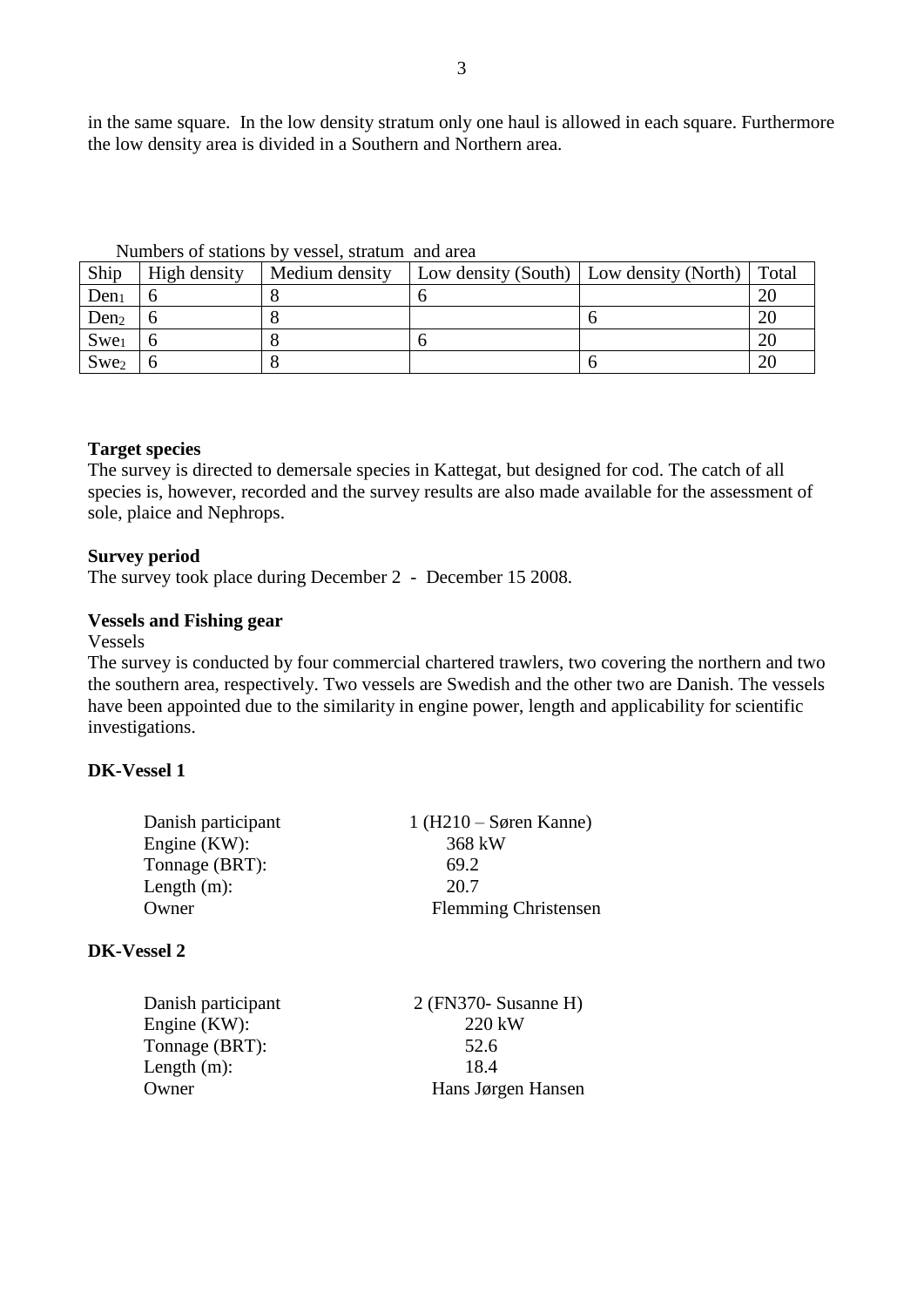in the same square. In the low density stratum only one haul is allowed in each square. Furthermore the low density area is divided in a Southern and Northern area.

Numbers of stations by vessel, stratum and area

| Ship | High density | Medium density | Low density (South) | Low density (North) | Total |
|---|---|---|---|---|---|
| $Den_1$ | 6 | 8 | 6 | | 20 |
| $Den_2$ | 6 | 8 | | 6 | 20 |
| $Swe_1$ | 6 | 8 | 6 | | 20 |
| $Swe_2$ | 6 | 8 | | 6 | 20 |

**Target species**

The survey is directed to demersale species in Kattegat, but designed for cod. The catch of all species is, however, recorded and the survey results are also made available for the assessment of sole, plaice and Nephrops.

**Survey period**

The survey took place during December 2 - December 15 2008.

**Vessels and Fishing gear**

Vessels

The survey is conducted by four commercial chartered trawlers, two covering the northern and two the southern area, respectively. Two vessels are Swedish and the other two are Danish. The vessels have been appointed due to the similarity in engine power, length and applicability for scientific investigations.

**DK-Vessel 1**

| | |
|---|---|
| Danish participant | 1 (H210 – Søren Kanne) |
| Engine (KW): | 368 kW |
| Tonnage (BRT): | 69.2 |
| Length (m): | 20.7 |
| Owner | Flemming Christensen |

**DK-Vessel 2**

| | |
|---|---|
| Danish participant | 2 (FN370- Susanne H) |
| Engine (KW): | 220 kW |
| Tonnage (BRT): | 52.6 |
| Length (m): | 18.4 |
| Owner | Hans Jørgen Hansen |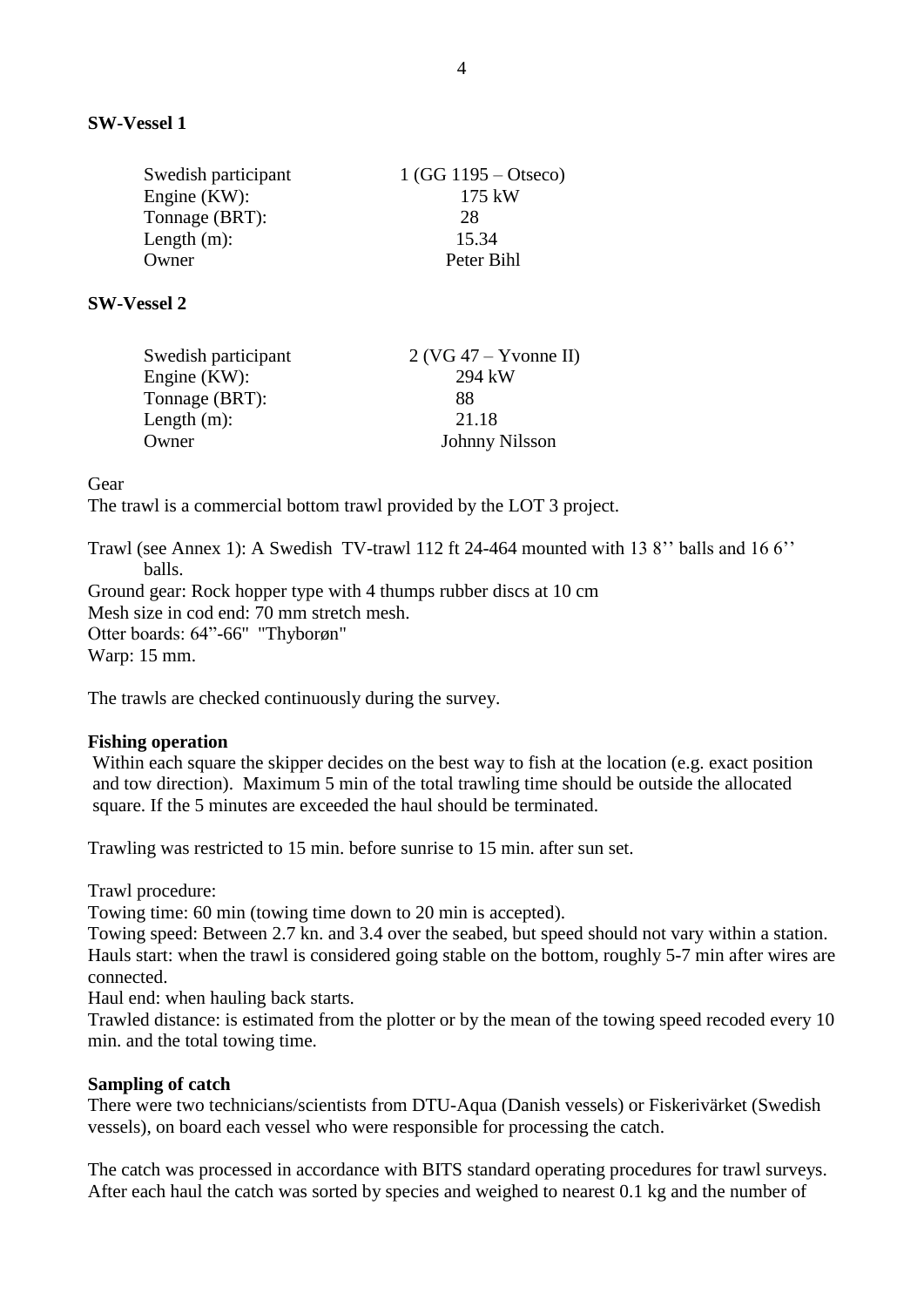**SW-Vessel 1**

| | |
|---|---|
| Swedish participant | 1 (GG 1195 – Otseco) |
| Engine (KW): | 175 kW |
| Tonnage (BRT): | 28 |
| Length (m): | 15.34 |
| Owner | Peter Bihl |

**SW-Vessel 2**

| | |
|---|---|
| Swedish participant | 2 (VG 47 – Yvonne II) |
| Engine (KW): | 294 kW |
| Tonnage (BRT): | 88 |
| Length (m): | 21.18 |
| Owner | Johnny Nilsson |

Gear

The trawl is a commercial bottom trawl provided by the LOT 3 project.

Trawl (see Annex 1): A Swedish TV-trawl 112 ft 24-464 mounted with 13 8'' balls and 16 6'' balls.
Ground gear: Rock hopper type with 4 thumps rubber discs at 10 cm
Mesh size in cod end: 70 mm stretch mesh.
Otter boards: 64"-66" "Thyborøn"
Warp: 15 mm.

The trawls are checked continuously during the survey.

**Fishing operation**

Within each square the skipper decides on the best way to fish at the location (e.g. exact position and tow direction). Maximum 5 min of the total trawling time should be outside the allocated square. If the 5 minutes are exceeded the haul should be terminated.

Trawling was restricted to 15 min. before sunrise to 15 min. after sun set.

Trawl procedure:
Towing time: 60 min (towing time down to 20 min is accepted).
Towing speed: Between 2.7 kn. and 3.4 over the seabed, but speed should not vary within a station.
Hauls start: when the trawl is considered going stable on the bottom, roughly 5-7 min after wires are connected.
Haul end: when hauling back starts.
Trawled distance: is estimated from the plotter or by the mean of the towing speed recoded every 10 min. and the total towing time.

**Sampling of catch**

There were two technicians/scientists from DTU-Aqua (Danish vessels) or Fiskerivärket (Swedish vessels), on board each vessel who were responsible for processing the catch.

The catch was processed in accordance with BITS standard operating procedures for trawl surveys. After each haul the catch was sorted by species and weighed to nearest 0.1 kg and the number of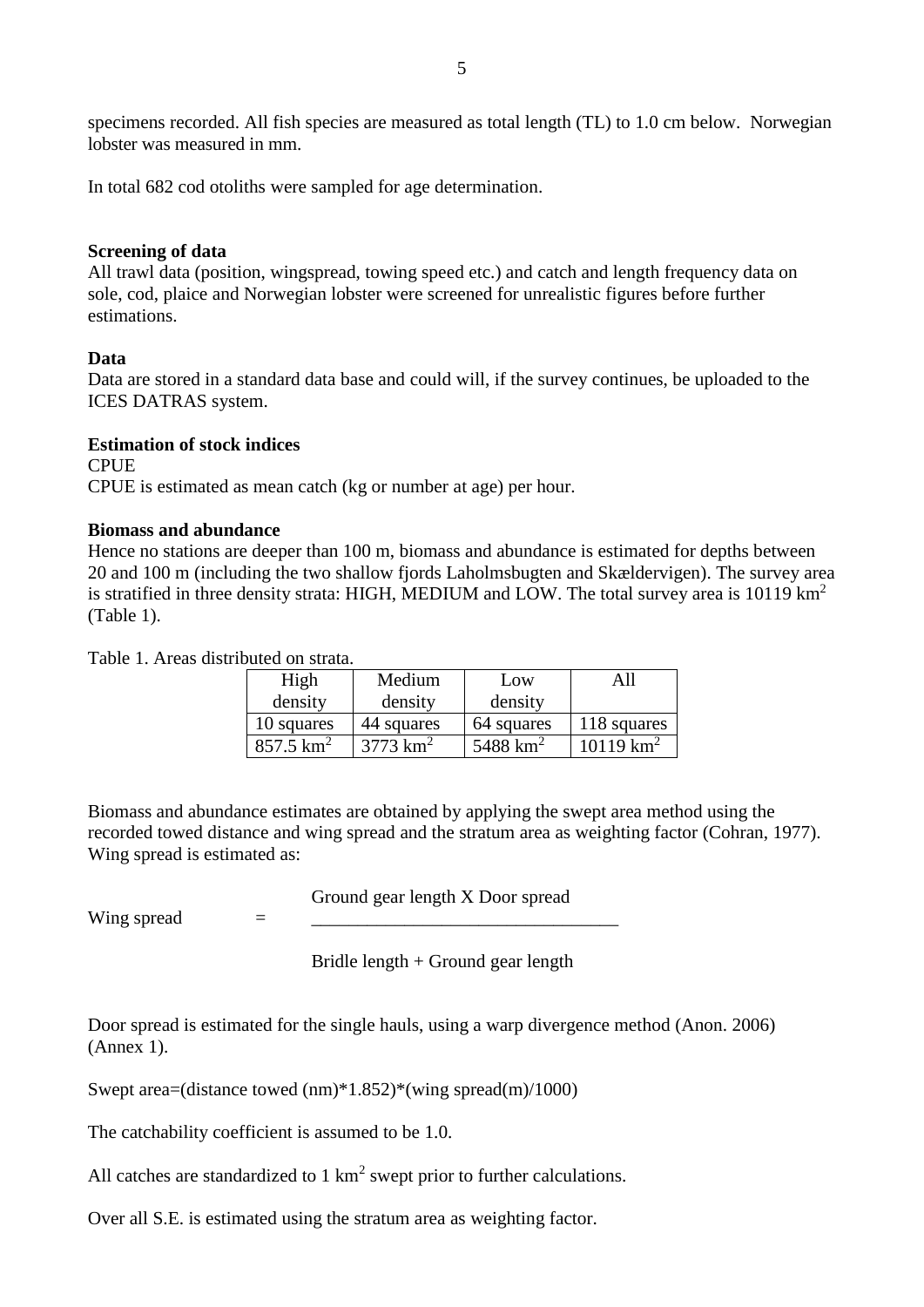specimens recorded. All fish species are measured as total length (TL) to 1.0 cm below. Norwegian lobster was measured in mm.

In total 682 cod otoliths were sampled for age determination.

**Screening of data**

All trawl data (position, wingspread, towing speed etc.) and catch and length frequency data on sole, cod, plaice and Norwegian lobster were screened for unrealistic figures before further estimations.

**Data**

Data are stored in a standard data base and could will, if the survey continues, be uploaded to the ICES DATRAS system.

**Estimation of stock indices**

CPUE

CPUE is estimated as mean catch (kg or number at age) per hour.

**Biomass and abundance**

Hence no stations are deeper than 100 m, biomass and abundance is estimated for depths between 20 and 100 m (including the two shallow fjords Laholmsbugten and Skældervigen). The survey area is stratified in three density strata: HIGH, MEDIUM and LOW. The total survey area is 10119 km$^2$ (Table 1).

Table 1. Areas distributed on strata.

| High density | Medium density | Low density | All |
|---|---|---|---|
| 10 squares | 44 squares | 64 squares | 118 squares |
| 857.5 km$^2$ | 3773 km$^2$ | 5488 km$^2$ | 10119 km$^2$ |

Biomass and abundance estimates are obtained by applying the swept area method using the recorded towed distance and wing spread and the stratum area as weighting factor (Cohran, 1977). Wing spread is estimated as:

$$\text{Wing spread} = \frac{\text{Ground gear length X Door spread}}{\text{Bridle length + Ground gear length}}$$

Door spread is estimated for the single hauls, using a warp divergence method (Anon. 2006) (Annex 1).

Swept area=(distance towed (nm)*1.852)*(wing spread(m)/1000)

The catchability coefficient is assumed to be 1.0.

All catches are standardized to 1 km$^2$ swept prior to further calculations.

Over all S.E. is estimated using the stratum area as weighting factor.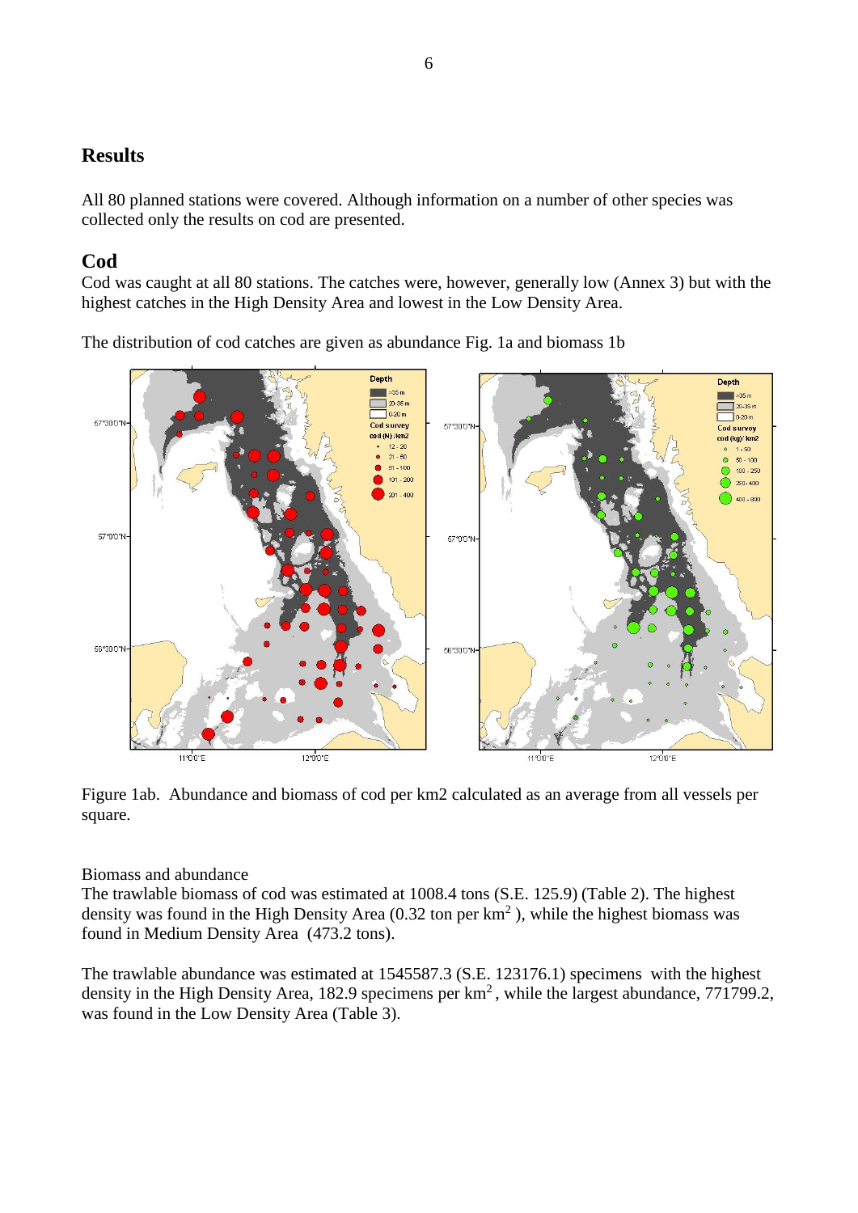## Results

All 80 planned stations were covered. Although information on a number of other species was collected only the results on cod are presented.

## Cod

Cod was caught at all 80 stations. The catches were, however, generally low (Annex 3) but with the highest catches in the High Density Area and lowest in the Low Density Area.

The distribution of cod catches are given as abundance Fig. 1a and biomass 1b

Figure 1ab. Abundance and biomass of cod per km2 calculated as an average from all vessels per square.

Biomass and abundance

The trawlable biomass of cod was estimated at 1008.4 tons (S.E. 125.9) (Table 2). The highest density was found in the High Density Area (0.32 ton per km$^2$ ), while the highest biomass was found in Medium Density Area (473.2 tons).

The trawlable abundance was estimated at 1545587.3 (S.E. 123176.1) specimens with the highest density in the High Density Area, 182.9 specimens per km$^2$ , while the largest abundance, 771799.2, was found in the Low Density Area (Table 3).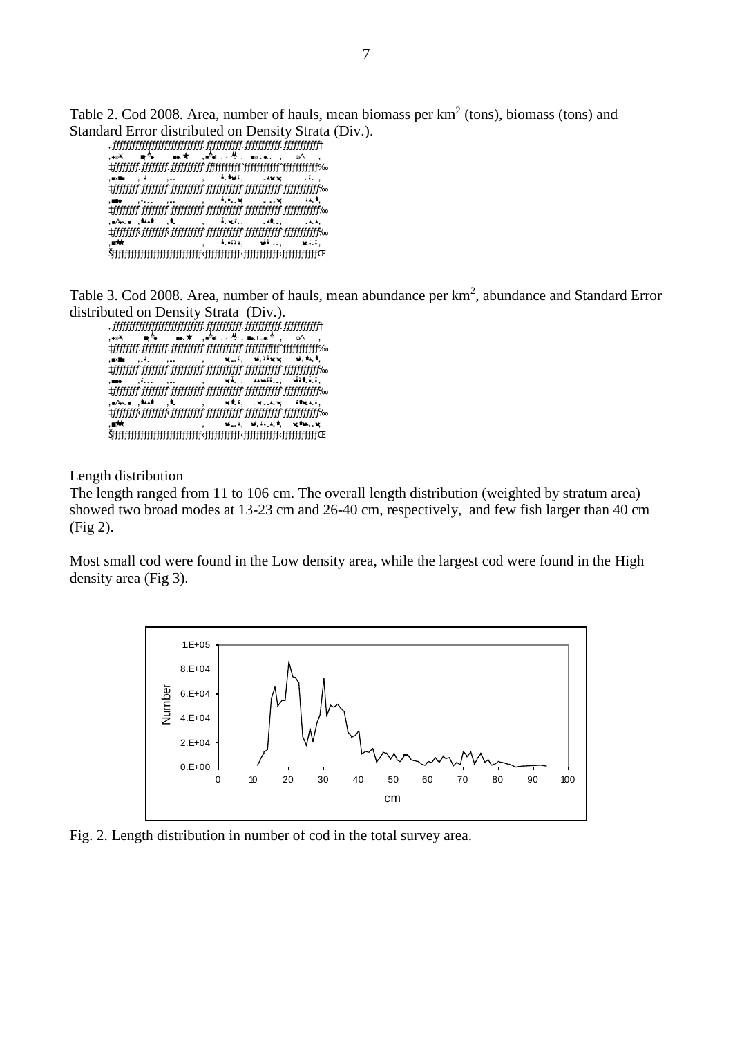Table 2. Cod 2008. Area, number of hauls, mean biomass per km$^2$ (tons), biomass (tons) and Standard Error distributed on Density Strata (Div.).

Table 3. Cod 2008. Area, number of hauls, mean abundance per km$^2$, abundance and Standard Error distributed on Density Strata (Div.).

Length distribution

The length ranged from 11 to 106 cm. The overall length distribution (weighted by stratum area) showed two broad modes at 13-23 cm and 26-40 cm, respectively, and few fish larger than 40 cm (Fig 2).

Most small cod were found in the Low density area, while the largest cod were found in the High density area (Fig 3).

Fig. 2. Length distribution in number of cod in the total survey area.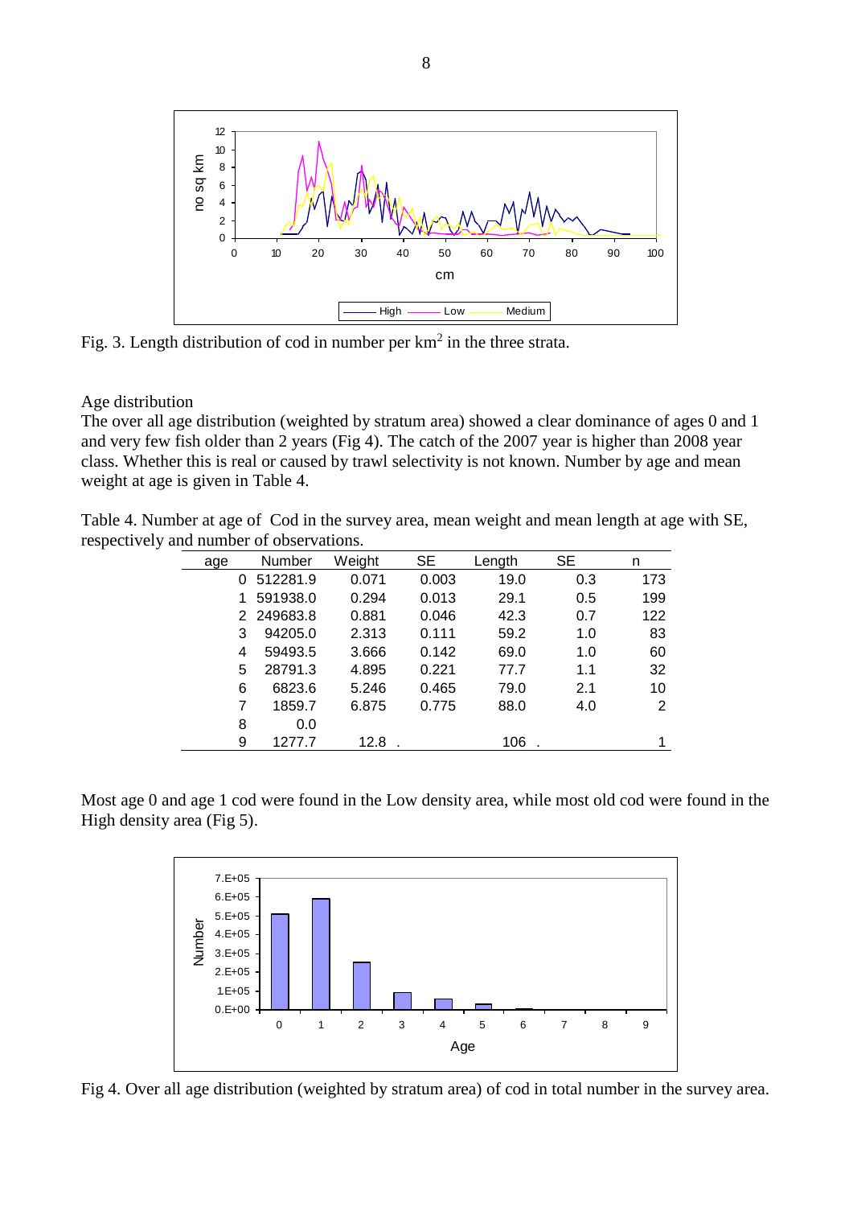Fig. 3. Length distribution of cod in number per $km^2$ in the three strata.

Age distribution

The over all age distribution (weighted by stratum area) showed a clear dominance of ages 0 and 1 and very few fish older than 2 years (Fig 4). The catch of the 2007 year is higher than 2008 year class. Whether this is real or caused by trawl selectivity is not known. Number by age and mean weight at age is given in Table 4.

Table 4. Number at age of Cod in the survey area, mean weight and mean length at age with SE, respectively and number of observations.

| age | Number | Weight | SE | Length | SE | n |
|---|---|---|---|---|---|---|
| 0 | 512281.9 | 0.071 | 0.003 | 19.0 | 0.3 | 173 |
| 1 | 591938.0 | 0.294 | 0.013 | 29.1 | 0.5 | 199 |
| 2 | 249683.8 | 0.881 | 0.046 | 42.3 | 0.7 | 122 |
| 3 | 94205.0 | 2.313 | 0.111 | 59.2 | 1.0 | 83 |
| 4 | 59493.5 | 3.666 | 0.142 | 69.0 | 1.0 | 60 |
| 5 | 28791.3 | 4.895 | 0.221 | 77.7 | 1.1 | 32 |
| 6 | 6823.6 | 5.246 | 0.465 | 79.0 | 2.1 | 10 |
| 7 | 1859.7 | 6.875 | 0.775 | 88.0 | 4.0 | 2 |
| 8 | 0.0 | | | | | |
| 9 | 1277.7 | 12.8 | . | 106 | . | 1 |

Most age 0 and age 1 cod were found in the Low density area, while most old cod were found in the High density area (Fig 5).

Fig 4. Over all age distribution (weighted by stratum area) of cod in total number in the survey area.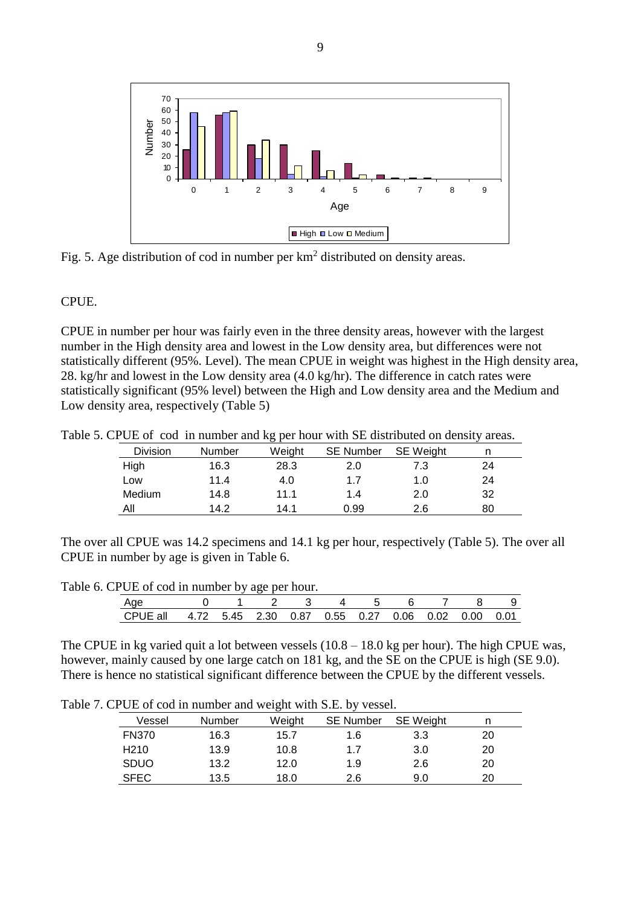Fig. 5. Age distribution of cod in number per $km^2$ distributed on density areas.

CPUE.

CPUE in number per hour was fairly even in the three density areas, however with the largest number in the High density area and lowest in the Low density area, but differences were not statistically different (95%. Level). The mean CPUE in weight was highest in the High density area, 28. kg/hr and lowest in the Low density area (4.0 kg/hr). The difference in catch rates were statistically significant (95% level) between the High and Low density area and the Medium and Low density area, respectively (Table 5)

Table 5. CPUE of cod in number and kg per hour with SE distributed on density areas.

| Division | Number | Weight | SE Number | SE Weight | n |
|---|---|---|---|---|---|
| High | 16.3 | 28.3 | 2.0 | 7.3 | 24 |
| Low | 11.4 | 4.0 | 1.7 | 1.0 | 24 |
| Medium | 14.8 | 11.1 | 1.4 | 2.0 | 32 |
| All | 14.2 | 14.1 | 0.99 | 2.6 | 80 |

The over all CPUE was 14.2 specimens and 14.1 kg per hour, respectively (Table 5). The over all CPUE in number by age is given in Table 6.

Table 6. CPUE of cod in number by age per hour.

| Age | 0 | 1 | 2 | 3 | 4 | 5 | 6 | 7 | 8 | 9 |
|---|---|---|---|---|---|---|---|---|---|---|
| CPUE all | 4.72 | 5.45 | 2.30 | 0.87 | 0.55 | 0.27 | 0.06 | 0.02 | 0.00 | 0.01 |

The CPUE in kg varied quit a lot between vessels (10.8 – 18.0 kg per hour). The high CPUE was, however, mainly caused by one large catch on 181 kg, and the SE on the CPUE is high (SE 9.0). There is hence no statistical significant difference between the CPUE by the different vessels.

Table 7. CPUE of cod in number and weight with S.E. by vessel.

| Vessel | Number | Weight | SE Number | SE Weight | n |
|---|---|---|---|---|---|
| FN370 | 16.3 | 15.7 | 1.6 | 3.3 | 20 |
| H210 | 13.9 | 10.8 | 1.7 | 3.0 | 20 |
| SDUO | 13.2 | 12.0 | 1.9 | 2.6 | 20 |
| SFEC | 13.5 | 18.0 | 2.6 | 9.0 | 20 |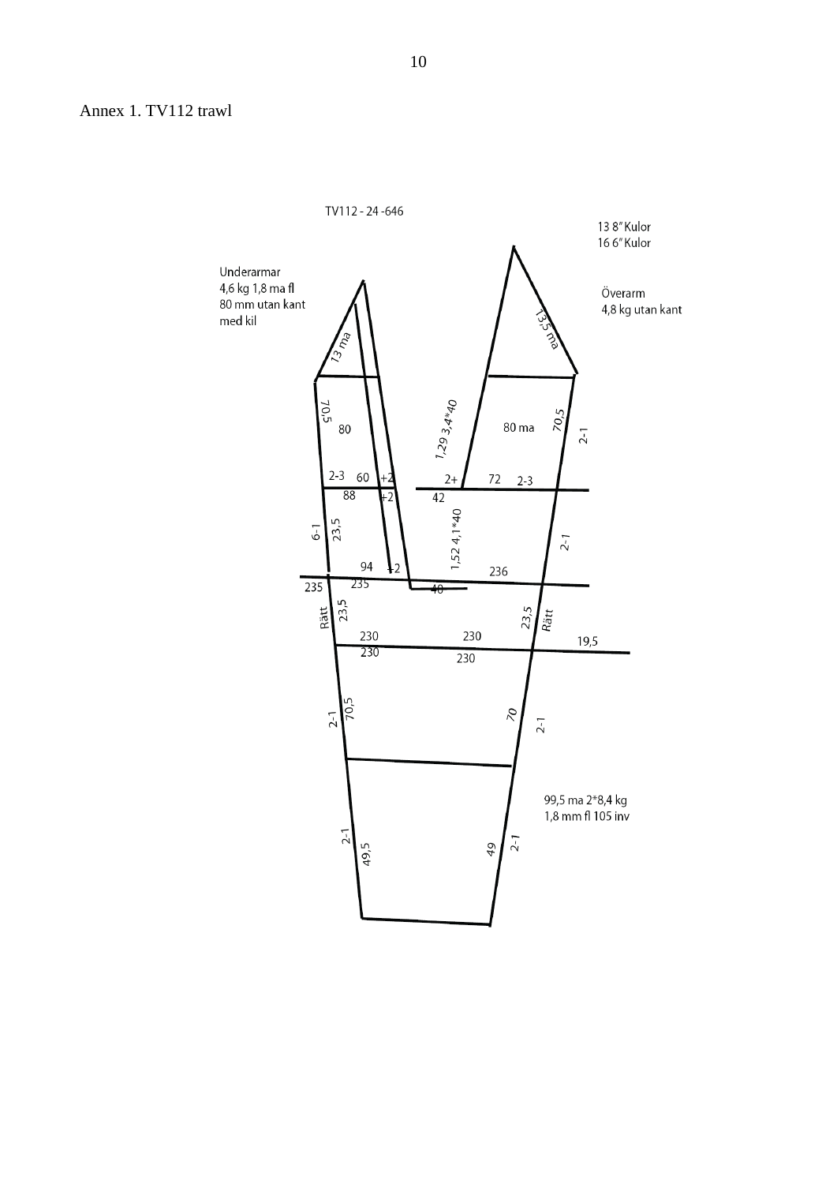Annex 1. TV112 trawl

TV112 - 24 -646

13 8" Kulor
16 6" Kulor

Underarmar
4,6 kg 1,8 ma fl
80 mm utan kant
med kil

Överarm
4,8 kg utan kant

13 ma

13,5 ma

70,5

80

1,29 3,4*40

80 ma

70,5

2-1

2-3 60 +2

88 +2

2+ 72 2-3

42

6-1

23,5

1,52 4,1*40

2-1

94 +2

236

235 235

40

Rätt

23,5

23,5

Rätt

230 230

230 230

19,5

2-1

70,5

70

2-1

99,5 ma 2*8,4 kg
1,8 mm fl 105 inv

2-1

49,5

49

2-1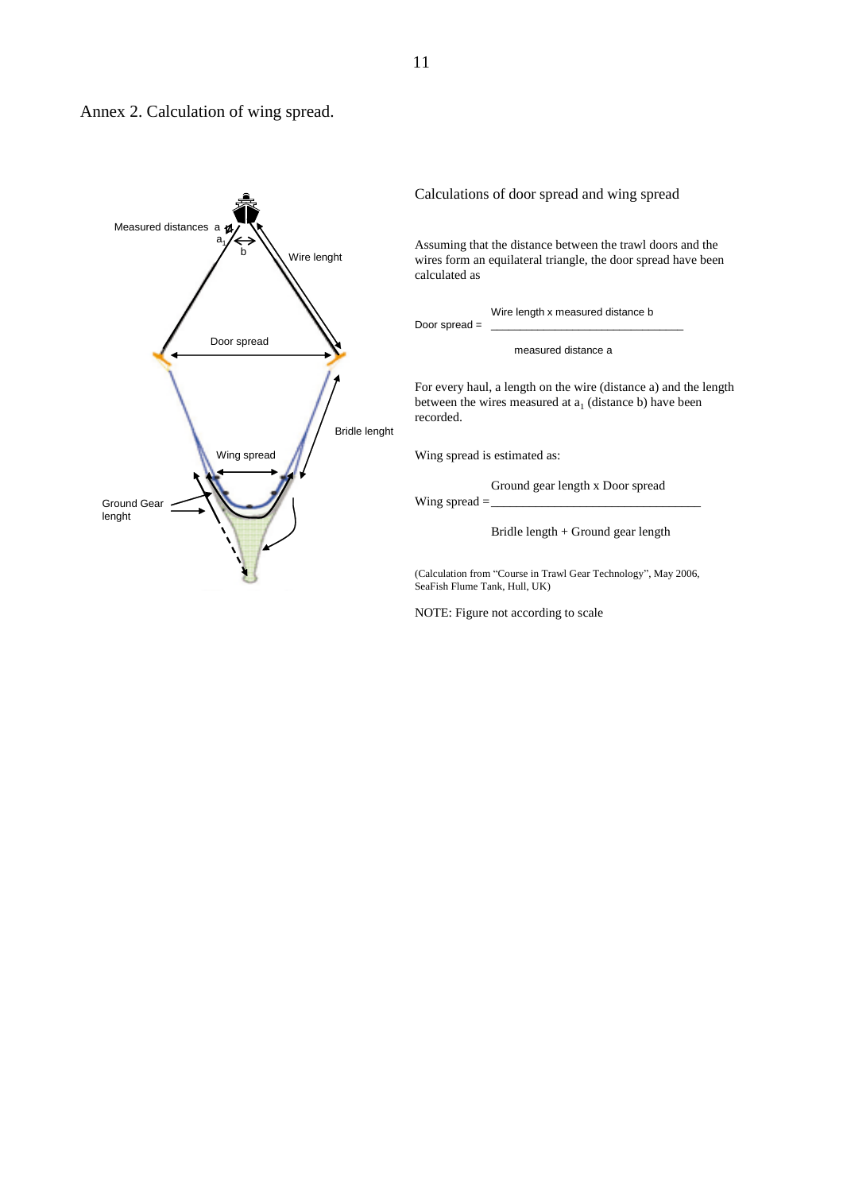# Annex 2. Calculation of wing spread.

Measured distances a

$a_1$

b

Wire lenght

Door spread

Bridle lenght

Wing spread

Ground Gear lenght

## Calculations of door spread and wing spread

Assuming that the distance between the trawl doors and the wires form an equilateral triangle, the door spread have been calculated as

$$\text{Door spread} = \frac{\text{Wire length x measured distance b}}{\text{measured distance a}}$$

For every haul, a length on the wire (distance a) and the length between the wires measured at $a_1$ (distance b) have been recorded.

Wing spread is estimated as:

$$\text{Wing spread} = \frac{\text{Ground gear length x Door spread}}{\text{Bridle length + Ground gear length}}$$

(Calculation from "Course in Trawl Gear Technology", May 2006, SeaFish Flume Tank, Hull, UK)

NOTE: Figure not according to scale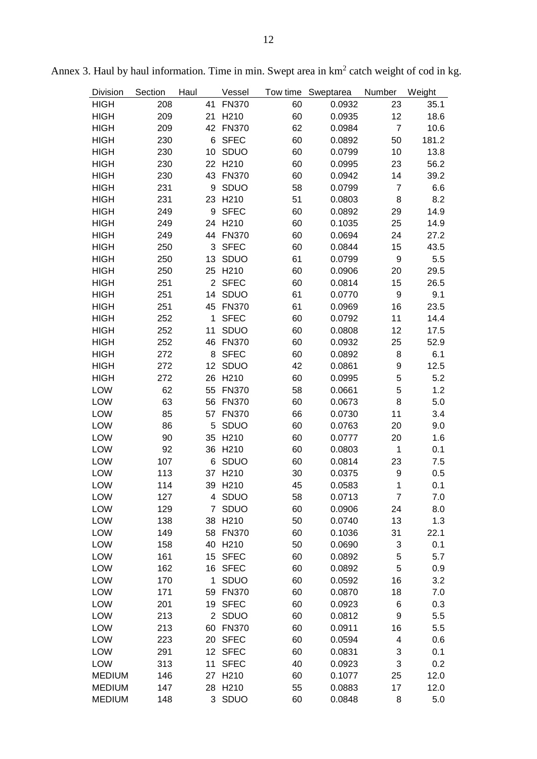Annex 3. Haul by haul information. Time in min. Swept area in km$^2$ catch weight of cod in kg.

| Division | Section | Haul | Vessel | Tow time | Sweptarea | Number | Weight |
|---|---|---|---|---|---|---|---|
| HIGH | 208 | 41 | FN370 | 60 | 0.0932 | 23 | 35.1 |
| HIGH | 209 | 21 | H210 | 60 | 0.0935 | 12 | 18.6 |
| HIGH | 209 | 42 | FN370 | 62 | 0.0984 | 7 | 10.6 |
| HIGH | 230 | 6 | SFEC | 60 | 0.0892 | 50 | 181.2 |
| HIGH | 230 | 10 | SDUO | 60 | 0.0799 | 10 | 13.8 |
| HIGH | 230 | 22 | H210 | 60 | 0.0995 | 23 | 56.2 |
| HIGH | 230 | 43 | FN370 | 60 | 0.0942 | 14 | 39.2 |
| HIGH | 231 | 9 | SDUO | 58 | 0.0799 | 7 | 6.6 |
| HIGH | 231 | 23 | H210 | 51 | 0.0803 | 8 | 8.2 |
| HIGH | 249 | 9 | SFEC | 60 | 0.0892 | 29 | 14.9 |
| HIGH | 249 | 24 | H210 | 60 | 0.1035 | 25 | 14.9 |
| HIGH | 249 | 44 | FN370 | 60 | 0.0694 | 24 | 27.2 |
| HIGH | 250 | 3 | SFEC | 60 | 0.0844 | 15 | 43.5 |
| HIGH | 250 | 13 | SDUO | 61 | 0.0799 | 9 | 5.5 |
| HIGH | 250 | 25 | H210 | 60 | 0.0906 | 20 | 29.5 |
| HIGH | 251 | 2 | SFEC | 60 | 0.0814 | 15 | 26.5 |
| HIGH | 251 | 14 | SDUO | 61 | 0.0770 | 9 | 9.1 |
| HIGH | 251 | 45 | FN370 | 61 | 0.0969 | 16 | 23.5 |
| HIGH | 252 | 1 | SFEC | 60 | 0.0792 | 11 | 14.4 |
| HIGH | 252 | 11 | SDUO | 60 | 0.0808 | 12 | 17.5 |
| HIGH | 252 | 46 | FN370 | 60 | 0.0932 | 25 | 52.9 |
| HIGH | 272 | 8 | SFEC | 60 | 0.0892 | 8 | 6.1 |
| HIGH | 272 | 12 | SDUO | 42 | 0.0861 | 9 | 12.5 |
| HIGH | 272 | 26 | H210 | 60 | 0.0995 | 5 | 5.2 |
| LOW | 62 | 55 | FN370 | 58 | 0.0661 | 5 | 1.2 |
| LOW | 63 | 56 | FN370 | 60 | 0.0673 | 8 | 5.0 |
| LOW | 85 | 57 | FN370 | 66 | 0.0730 | 11 | 3.4 |
| LOW | 86 | 5 | SDUO | 60 | 0.0763 | 20 | 9.0 |
| LOW | 90 | 35 | H210 | 60 | 0.0777 | 20 | 1.6 |
| LOW | 92 | 36 | H210 | 60 | 0.0803 | 1 | 0.1 |
| LOW | 107 | 6 | SDUO | 60 | 0.0814 | 23 | 7.5 |
| LOW | 113 | 37 | H210 | 30 | 0.0375 | 9 | 0.5 |
| LOW | 114 | 39 | H210 | 45 | 0.0583 | 1 | 0.1 |
| LOW | 127 | 4 | SDUO | 58 | 0.0713 | 7 | 7.0 |
| LOW | 129 | 7 | SDUO | 60 | 0.0906 | 24 | 8.0 |
| LOW | 138 | 38 | H210 | 50 | 0.0740 | 13 | 1.3 |
| LOW | 149 | 58 | FN370 | 60 | 0.1036 | 31 | 22.1 |
| LOW | 158 | 40 | H210 | 50 | 0.0690 | 3 | 0.1 |
| LOW | 161 | 15 | SFEC | 60 | 0.0892 | 5 | 5.7 |
| LOW | 162 | 16 | SFEC | 60 | 0.0892 | 5 | 0.9 |
| LOW | 170 | 1 | SDUO | 60 | 0.0592 | 16 | 3.2 |
| LOW | 171 | 59 | FN370 | 60 | 0.0870 | 18 | 7.0 |
| LOW | 201 | 19 | SFEC | 60 | 0.0923 | 6 | 0.3 |
| LOW | 213 | 2 | SDUO | 60 | 0.0812 | 9 | 5.5 |
| LOW | 213 | 60 | FN370 | 60 | 0.0911 | 16 | 5.5 |
| LOW | 223 | 20 | SFEC | 60 | 0.0594 | 4 | 0.6 |
| LOW | 291 | 12 | SFEC | 60 | 0.0831 | 3 | 0.1 |
| LOW | 313 | 11 | SFEC | 40 | 0.0923 | 3 | 0.2 |
| MEDIUM | 146 | 27 | H210 | 60 | 0.1077 | 25 | 12.0 |
| MEDIUM | 147 | 28 | H210 | 55 | 0.0883 | 17 | 12.0 |
| MEDIUM | 148 | 3 | SDUO | 60 | 0.0848 | 8 | 5.0 |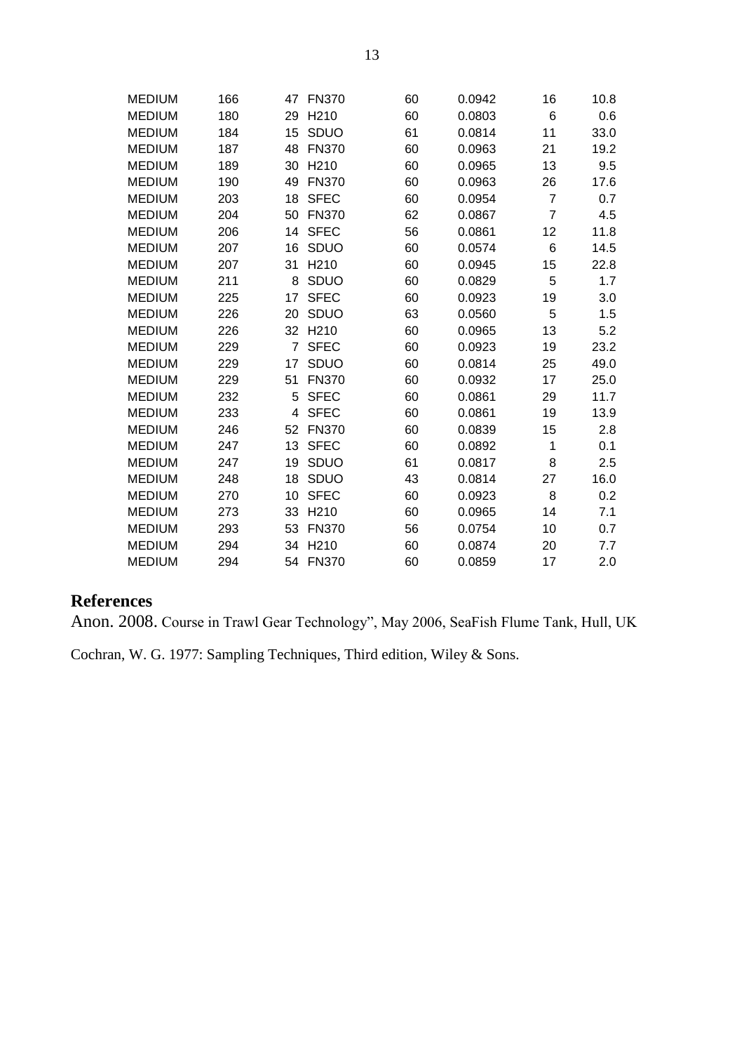| | | | | | | | |
|---|---|---|---|---|---|---|---|
| MEDIUM | 166 | 47 | FN370 | 60 | 0.0942 | 16 | 10.8 |
| MEDIUM | 180 | 29 | H210 | 60 | 0.0803 | 6 | 0.6 |
| MEDIUM | 184 | 15 | SDUO | 61 | 0.0814 | 11 | 33.0 |
| MEDIUM | 187 | 48 | FN370 | 60 | 0.0963 | 21 | 19.2 |
| MEDIUM | 189 | 30 | H210 | 60 | 0.0965 | 13 | 9.5 |
| MEDIUM | 190 | 49 | FN370 | 60 | 0.0963 | 26 | 17.6 |
| MEDIUM | 203 | 18 | SFEC | 60 | 0.0954 | 7 | 0.7 |
| MEDIUM | 204 | 50 | FN370 | 62 | 0.0867 | 7 | 4.5 |
| MEDIUM | 206 | 14 | SFEC | 56 | 0.0861 | 12 | 11.8 |
| MEDIUM | 207 | 16 | SDUO | 60 | 0.0574 | 6 | 14.5 |
| MEDIUM | 207 | 31 | H210 | 60 | 0.0945 | 15 | 22.8 |
| MEDIUM | 211 | 8 | SDUO | 60 | 0.0829 | 5 | 1.7 |
| MEDIUM | 225 | 17 | SFEC | 60 | 0.0923 | 19 | 3.0 |
| MEDIUM | 226 | 20 | SDUO | 63 | 0.0560 | 5 | 1.5 |
| MEDIUM | 226 | 32 | H210 | 60 | 0.0965 | 13 | 5.2 |
| MEDIUM | 229 | 7 | SFEC | 60 | 0.0923 | 19 | 23.2 |
| MEDIUM | 229 | 17 | SDUO | 60 | 0.0814 | 25 | 49.0 |
| MEDIUM | 229 | 51 | FN370 | 60 | 0.0932 | 17 | 25.0 |
| MEDIUM | 232 | 5 | SFEC | 60 | 0.0861 | 29 | 11.7 |
| MEDIUM | 233 | 4 | SFEC | 60 | 0.0861 | 19 | 13.9 |
| MEDIUM | 246 | 52 | FN370 | 60 | 0.0839 | 15 | 2.8 |
| MEDIUM | 247 | 13 | SFEC | 60 | 0.0892 | 1 | 0.1 |
| MEDIUM | 247 | 19 | SDUO | 61 | 0.0817 | 8 | 2.5 |
| MEDIUM | 248 | 18 | SDUO | 43 | 0.0814 | 27 | 16.0 |
| MEDIUM | 270 | 10 | SFEC | 60 | 0.0923 | 8 | 0.2 |
| MEDIUM | 273 | 33 | H210 | 60 | 0.0965 | 14 | 7.1 |
| MEDIUM | 293 | 53 | FN370 | 56 | 0.0754 | 10 | 0.7 |
| MEDIUM | 294 | 34 | H210 | 60 | 0.0874 | 20 | 7.7 |
| MEDIUM | 294 | 54 | FN370 | 60 | 0.0859 | 17 | 2.0 |

## References

Anon. 2008. Course in Trawl Gear Technology", May 2006, SeaFish Flume Tank, Hull, UK

Cochran, W. G. 1977: Sampling Techniques, Third edition, Wiley & Sons.